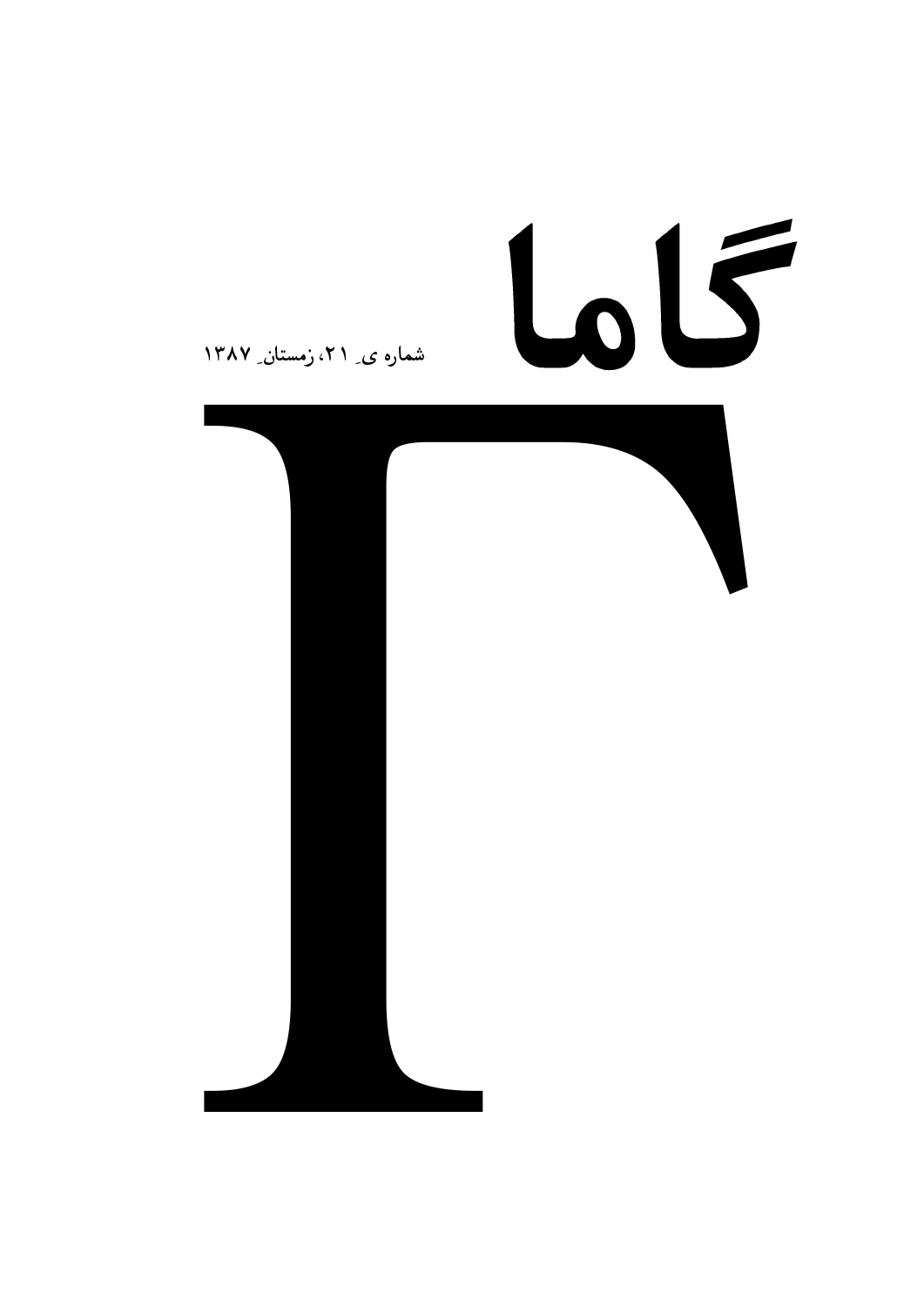# گاما

شماره ی ۲۱، زمستان ۱۳۸۷

# Γ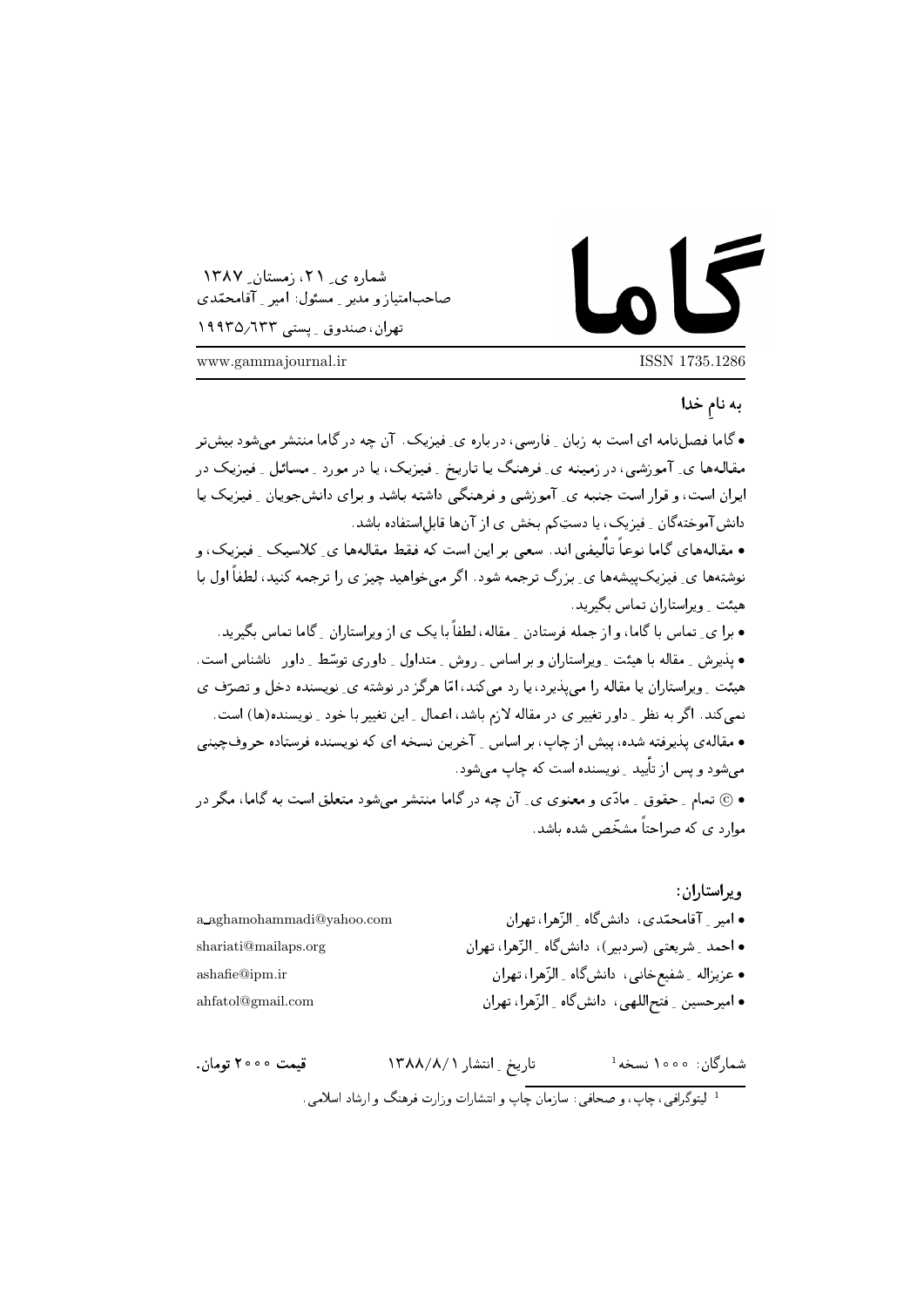# گاما

شماره ی ِ ۲۱، زمستان ِ ۱۳۸۷

صاحب‌امتیاز و مدیر ِ مسئول: امیر ِ آقامحمّدی

تهران، صندوق ِ پستی ۱۹۹۳۵/۶۳۳

www.gammajournal.ir

ISSN 1735.1286

**به نامِ خدا**

• گاما فصل‌نامه ای است به زبان ِ فارسی، در باره ی ِ فیزیک. آن چه در گاما منتشر می‌شود بیش‌تر مقاله‌ها ی ِ آموزشی، در زمینه ی ِ فرهنگ یا تاریخ ِ فیزیک، یا در مورد ِ مسائل ِ فیزیک در ایران است، و قرار است جنبه ی ِ آموزشی و فرهنگی داشته باشد و برای دانش‌جویان ِ فیزیک یا دانش‌آموختگان ِ فیزیک، یا دستِ‌کم بخش ی از آن‌ها قابلِ‌استفاده باشد.

• مقاله‌های گاما نوعاً تألیفی اند. سعی بر این است که فقط مقاله‌ها ی ِ کلاسیک ِ فیزیک، و نوشته‌ها ی ِ فیزیک‌پیشه‌ها ی ِ بزرگ ترجمه شود. اگر می‌خواهید چیز ی را ترجمه کنید، لطفاً اول با هیئت ِ ویراستاران تماس بگیرید.

• برا ی ِ تماس با گاما، و از جمله فرستادن ِ مقاله، لطفاً با یک ی از ویراستاران ِ گاما تماس بگیرید.

• پذیرش ِ مقاله با هیئت ِ ویراستاران و بر اساس ِ روش ِ متداول ِ داوری توسّط ِ داور ِ ناشناس است. هیئت ِ ویراستاران یا مقاله را می‌پذیرد، یا رد می‌کند، امّا هرگز در نوشته ی ِ نویسنده دخل و تصرّف ی نمی‌کند. اگر به نظر ِ داور تغییر ی در مقاله لازم باشد، اعمال ِ این تغییر با خود ِ نویسنده(ها) است.

• مقاله‌ی پذیرفته شده، پیش از چاپ، بر اساس ِ آخرین نسخه ای که نویسنده فرستاده حروف‌چینی می‌شود و پس از تأیید ِ نویسنده است که چاپ می‌شود.

• © تمام ِ حقوق ِ مادّی و معنوی ی ِ آن چه در گاما منتشر می‌شود متعلق است به گاما، مگر در موارد ی که صراحتاً مشخّص شده باشد.

**ویراستاران:**

• امیر ِ آقامحمّدی، دانش‌گاه ِ الزّهرا، تهران — a_aghamohammadi@yahoo.com

• احمد ِ شریعتی (سردبیر)، دانش‌گاه ِ الزّهرا، تهران — shariati@mailaps.org

• عزیزاله ِ شفیع‌خانی، دانش‌گاه ِ الزّهرا، تهران — ashafie@ipm.ir

• امیرحسین ِ فتح‌اللهی، دانش‌گاه ِ الزّهرا، تهران — ahfatol@gmail.com

شمارگان: ۱۰۰۰ نسخه[1]   تاریخ ِ انتشار ۱۳۸۸/۸/۱   **قیمت ۲۰۰۰ تومان.**

[1] لیتوگرافی، چاپ، و صحافی: سازمان چاپ و انتشارات وزارت فرهنگ و ارشاد اسلامی.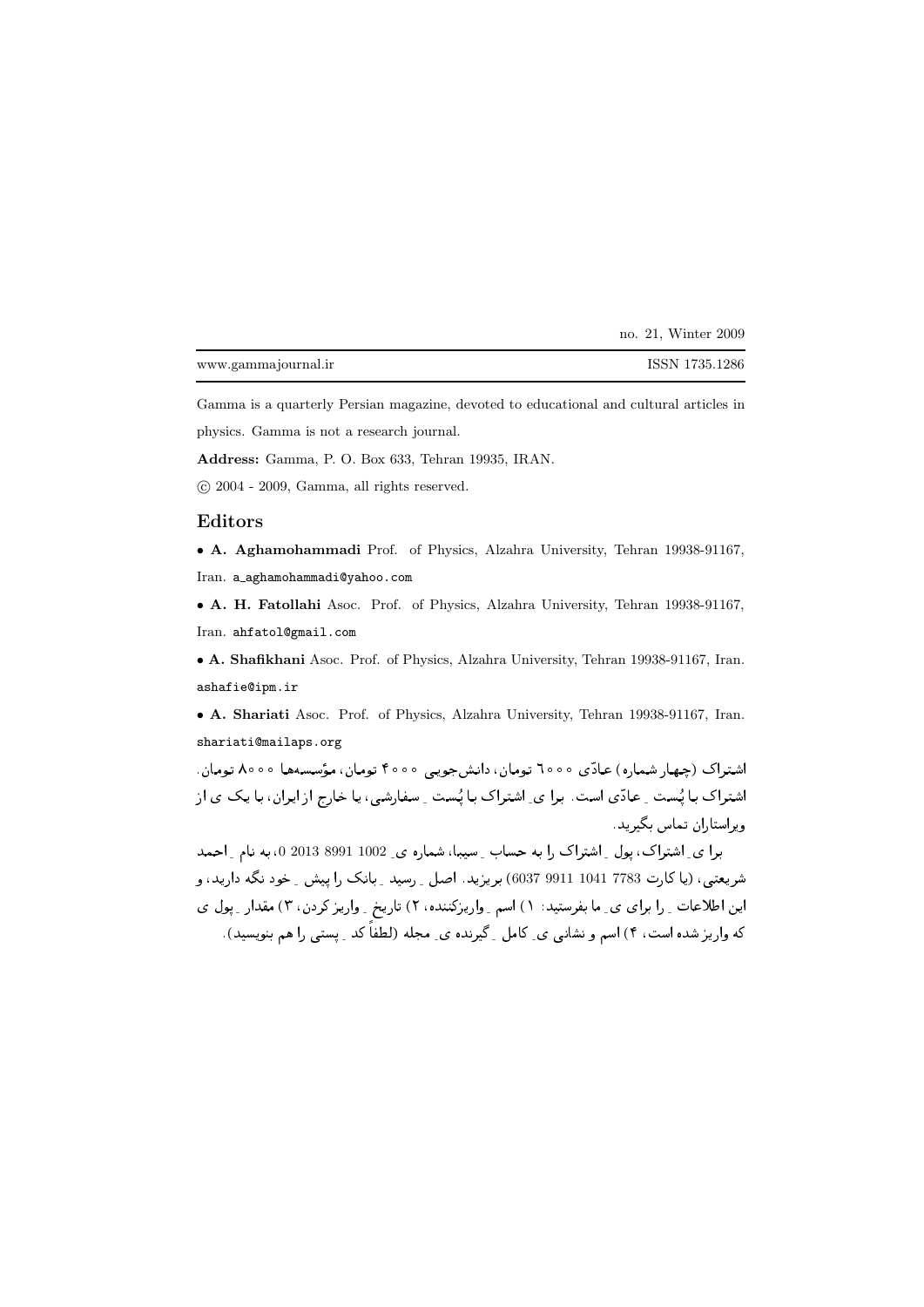no. 21, Winter 2009

www.gammajournal.ir — ISSN 1735.1286

Gamma is a quarterly Persian magazine, devoted to educational and cultural articles in physics. Gamma is not a research journal.

**Address:** Gamma, P. O. Box 633, Tehran 19935, IRAN.

© 2004 - 2009, Gamma, all rights reserved.

## Editors

- **A. Aghamohammadi** Prof. of Physics, Alzahra University, Tehran 19938-91167, Iran. a_aghamohammadi@yahoo.com
- **A. H. Fatollahi** Asoc. Prof. of Physics, Alzahra University, Tehran 19938-91167, Iran. ahfatol@gmail.com
- **A. Shafikhani** Asoc. Prof. of Physics, Alzahra University, Tehran 19938-91167, Iran. ashafie@ipm.ir
- **A. Shariati** Asoc. Prof. of Physics, Alzahra University, Tehran 19938-91167, Iran. shariati@mailaps.org

**اشتراک (چهار شماره) عادّی ۶۰۰۰ تومان، دانش‌جویی ۴۰۰۰ تومان، مؤسسه‌ها ۸۰۰۰ تومان.** اشتراک با پُست ـِ عادّی است. برا یِ اشتراک با پُست ـِ سفارشی، یا خارج از ایران، با یک ی از ویراستاران تماس بگیرید.

برا یِ اشتراک، پول ـِ اشتراک را به حساب ـِ سیبا، شماره یِ 1002 8991 2013 0، به نام ـِ احمد شریعتی، (یا کارت 6037 9911 1041 7783) بریزید. اصل ـِ رسید ـِ بانک را پیش ـِ خود نگه دارید، و این اطلاعات ـِ را برای یِ ما بفرستید: ۱) اسم ـِ واریزکننده، ۲) تاریخ ـِ واریز کردن، ۳) مقدار ـِ پول ی که واریز شده است، ۴) اسم و نشانی یِ کامل ـِ گیرنده یِ مجله (لطفاً کد ـِ پستی را هم بنویسید).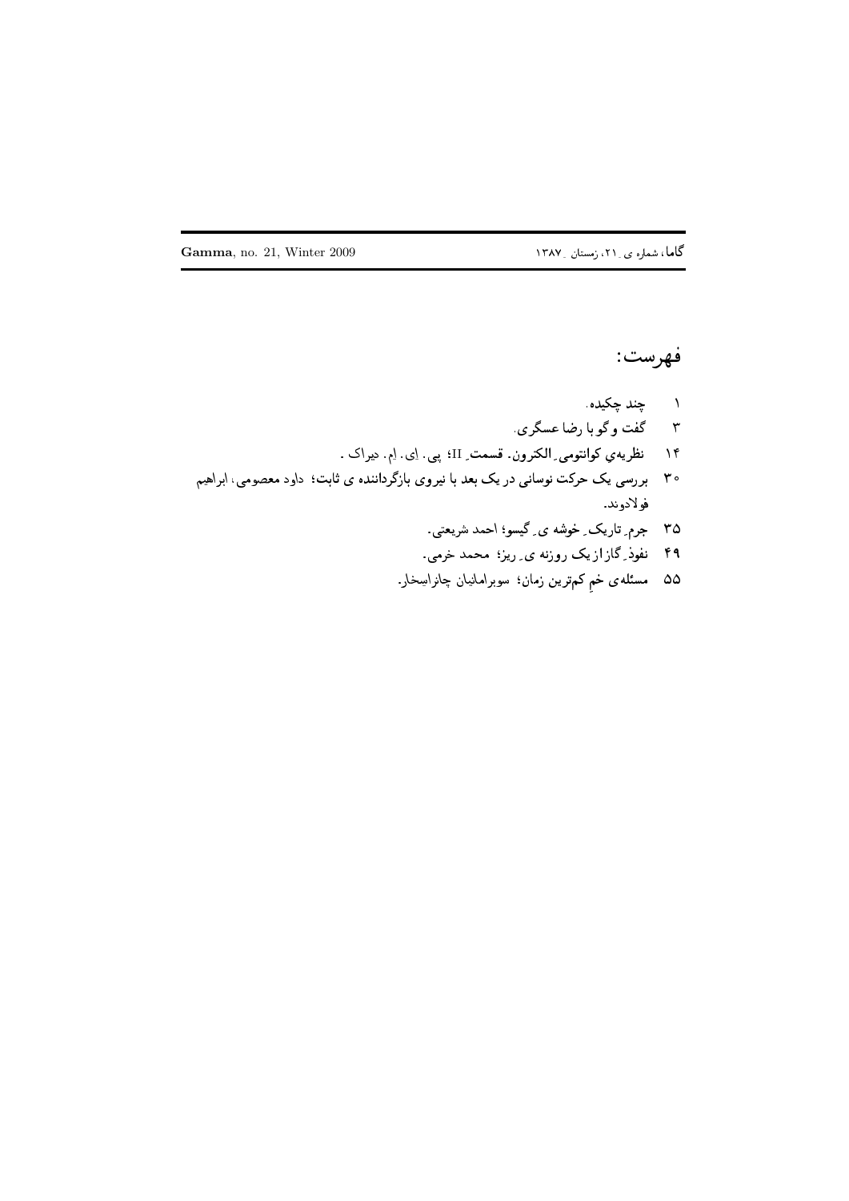# فهرست:

۱ چند چکیده.

۳ گفت و گو با رضا عسگری.

۱۴ نظریه‌ي کوانتومیِ الکترون. قسمتِ II؛ پی. اِی. اِم. دیراک .

۳۰ بررسی یک حرکت نوسانی در یک بعد با نیروی بازگرداننده ی ثابت؛ داود معصومی، ابراهیم فولادوند.

۳۵ جرمِ تاریکِ خوشه یِ گیسو؛ احمد شریعتی.

۴۹ نفوذِ گاز از یک روزنه یِ ریز؛ محمد خرمی.

۵۵ مسئله‌ی خمِ کم‌ترین زمان؛ سوبرامانیان چاندراسخار.